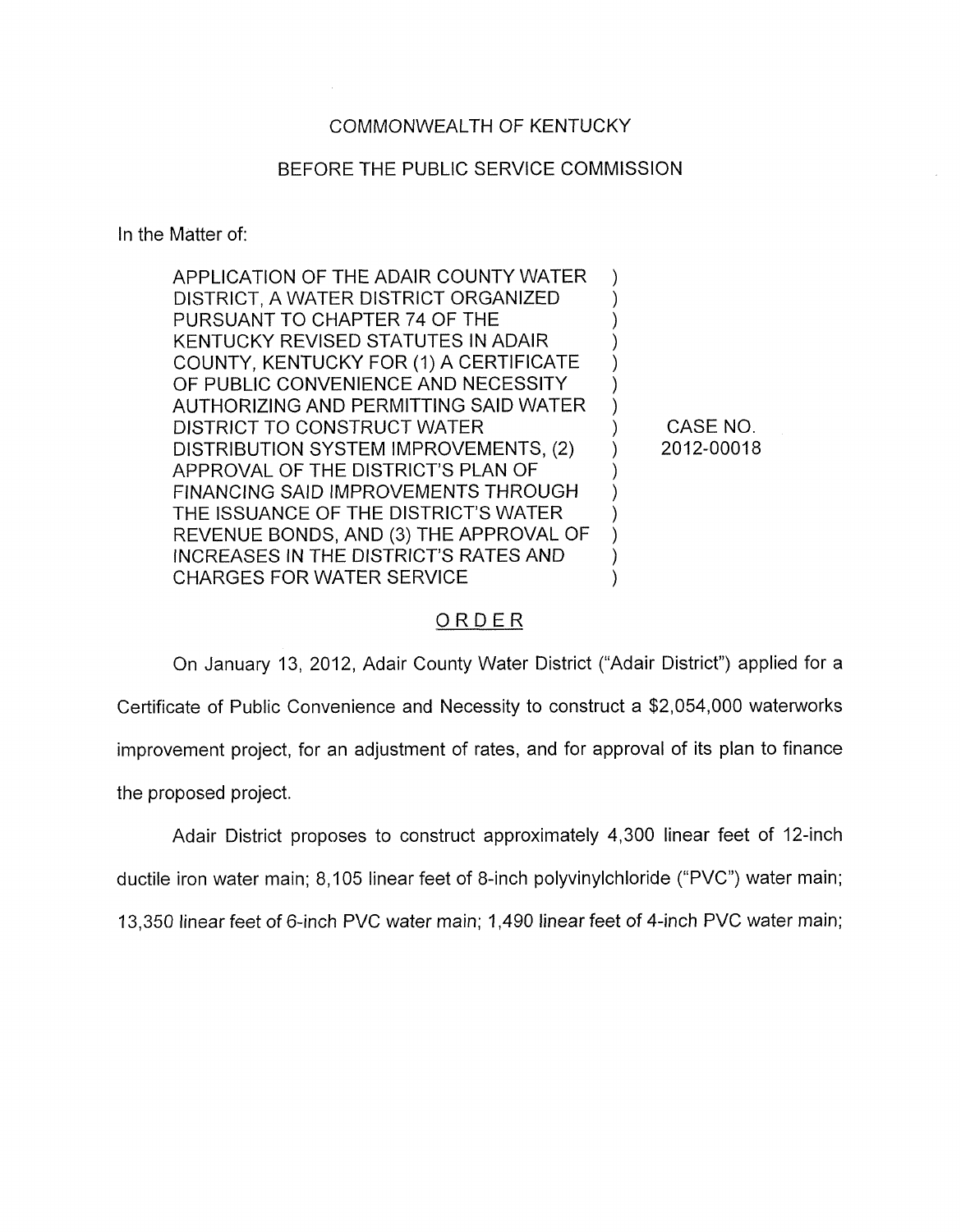COMMONWEALTH OF KENTUCKY

BEFORE THE PUBLIC SERVICE COMMISSION

In the Matter of:

| | | |
|---|---|---|
| APPLICATION OF THE ADAIR COUNTY WATER DISTRICT, A WATER DISTRICT ORGANIZED PURSUANT TO CHAPTER 74 OF THE KENTUCKY REVISED STATUTES IN ADAIR COUNTY, KENTUCKY FOR (1) A CERTIFICATE OF PUBLIC CONVENIENCE AND NECESSITY AUTHORIZING AND PERMITTING SAID WATER DISTRICT TO CONSTRUCT WATER DISTRIBUTION SYSTEM IMPROVEMENTS, (2) APPROVAL OF THE DISTRICT'S PLAN OF FINANCING SAID IMPROVEMENTS THROUGH THE ISSUANCE OF THE DISTRICT'S WATER REVENUE BONDS, AND (3) THE APPROVAL OF INCREASES IN THE DISTRICT'S RATES AND CHARGES FOR WATER SERVICE | ) | CASE NO. 2012-00018 |

# ORDER

On January 13, 2012, Adair County Water District ("Adair District") applied for a Certificate of Public Convenience and Necessity to construct a $2,054,000 waterworks improvement project, for an adjustment of rates, and for approval of its plan to finance the proposed project.

Adair District proposes to construct approximately 4,300 linear feet of 12-inch ductile iron water main; 8,105 linear feet of 8-inch polyvinylchloride ("PVC") water main; 13,350 linear feet of 6-inch PVC water main; 1,490 linear feet of 4-inch PVC water main;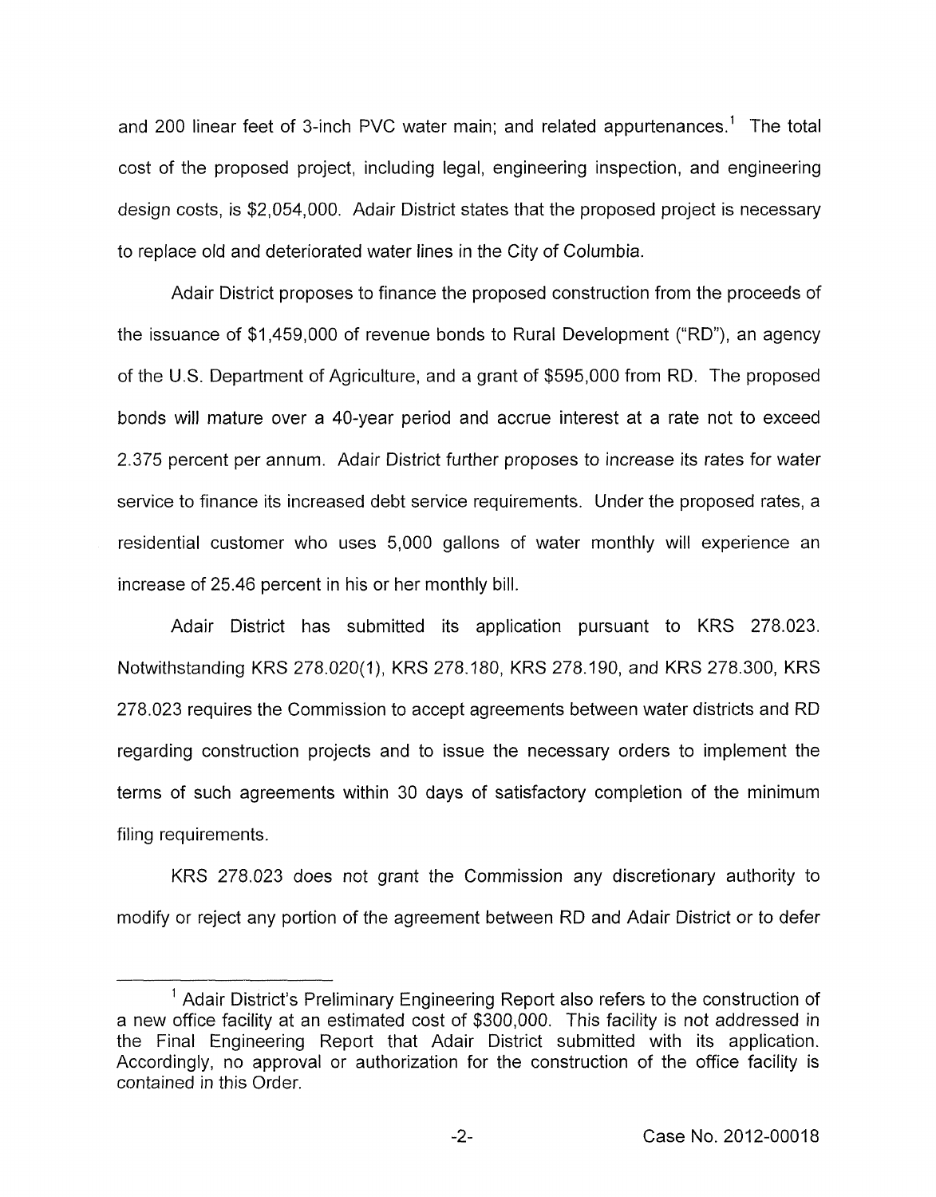and 200 linear feet of 3-inch PVC water main; and related appurtenances.[1] The total cost of the proposed project, including legal, engineering inspection, and engineering design costs, is $2,054,000. Adair District states that the proposed project is necessary to replace old and deteriorated water lines in the City of Columbia.

Adair District proposes to finance the proposed construction from the proceeds of the issuance of $1,459,000 of revenue bonds to Rural Development ("RD"), an agency of the U.S. Department of Agriculture, and a grant of $595,000 from RD. The proposed bonds will mature over a 40-year period and accrue interest at a rate not to exceed 2.375 percent per annum. Adair District further proposes to increase its rates for water service to finance its increased debt service requirements. Under the proposed rates, a residential customer who uses 5,000 gallons of water monthly will experience an increase of 25.46 percent in his or her monthly bill.

Adair District has submitted its application pursuant to KRS 278.023. Notwithstanding KRS 278.020(1), KRS 278.180, KRS 278.190, and KRS 278.300, KRS 278.023 requires the Commission to accept agreements between water districts and RD regarding construction projects and to issue the necessary orders to implement the terms of such agreements within 30 days of satisfactory completion of the minimum filing requirements.

KRS 278.023 does not grant the Commission any discretionary authority to modify or reject any portion of the agreement between RD and Adair District or to defer

[1] Adair District's Preliminary Engineering Report also refers to the construction of a new office facility at an estimated cost of $300,000. This facility is not addressed in the Final Engineering Report that Adair District submitted with its application. Accordingly, no approval or authorization for the construction of the office facility is contained in this Order.

Case No. 2012-00018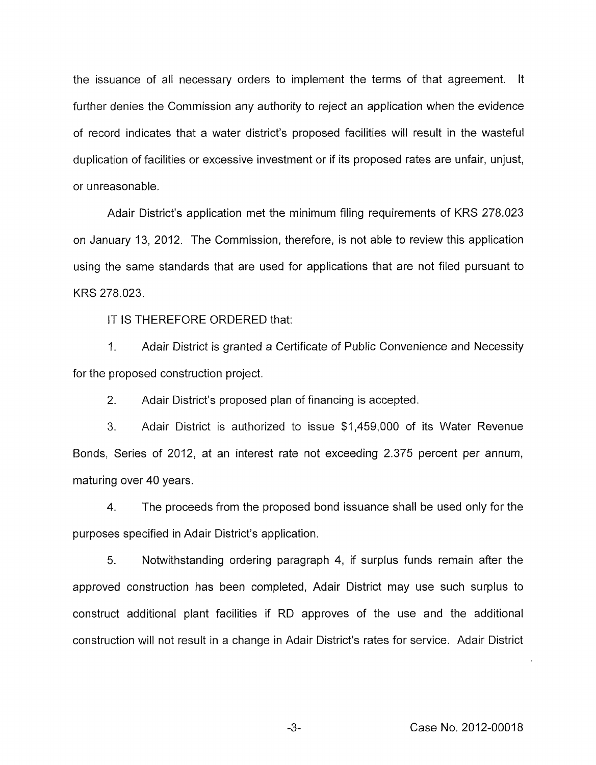the issuance of all necessary orders to implement the terms of that agreement. It further denies the Commission any authority to reject an application when the evidence of record indicates that a water district's proposed facilities will result in the wasteful duplication of facilities or excessive investment or if its proposed rates are unfair, unjust, or unreasonable.

Adair District's application met the minimum filing requirements of KRS 278.023 on January 13, 2012. The Commission, therefore, is not able to review this application using the same standards that are used for applications that are not filed pursuant to KRS 278.023.

IT IS THEREFORE ORDERED that:

1. Adair District is granted a Certificate of Public Convenience and Necessity for the proposed construction project.

2. Adair District's proposed plan of financing is accepted.

3. Adair District is authorized to issue $1,459,000 of its Water Revenue Bonds, Series of 2012, at an interest rate not exceeding 2.375 percent per annum, maturing over 40 years.

4. The proceeds from the proposed bond issuance shall be used only for the purposes specified in Adair District's application.

5. Notwithstanding ordering paragraph 4, if surplus funds remain after the approved construction has been completed, Adair District may use such surplus to construct additional plant facilities if RD approves of the use and the additional construction will not result in a change in Adair District's rates for service. Adair District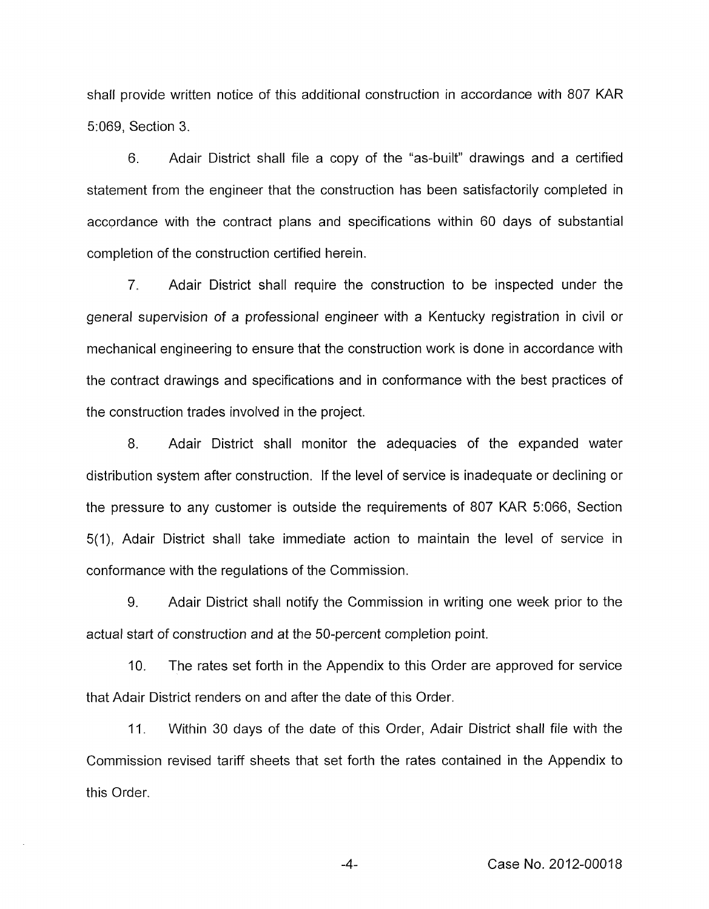shall provide written notice of this additional construction in accordance with 807 KAR 5:069, Section 3.

6. Adair District shall file a copy of the "as-built" drawings and a certified statement from the engineer that the construction has been satisfactorily completed in accordance with the contract plans and specifications within 60 days of substantial completion of the construction certified herein.

7. Adair District shall require the construction to be inspected under the general supervision of a professional engineer with a Kentucky registration in civil or mechanical engineering to ensure that the construction work is done in accordance with the contract drawings and specifications and in conformance with the best practices of the construction trades involved in the project.

8. Adair District shall monitor the adequacies of the expanded water distribution system after construction. If the level of service is inadequate or declining or the pressure to any customer is outside the requirements of 807 KAR 5:066, Section 5(1), Adair District shall take immediate action to maintain the level of service in conformance with the regulations of the Commission.

9. Adair District shall notify the Commission in writing one week prior to the actual start of construction and at the 50-percent completion point.

10. The rates set forth in the Appendix to this Order are approved for service that Adair District renders on and after the date of this Order.

11. Within 30 days of the date of this Order, Adair District shall file with the Commission revised tariff sheets that set forth the rates contained in the Appendix to this Order.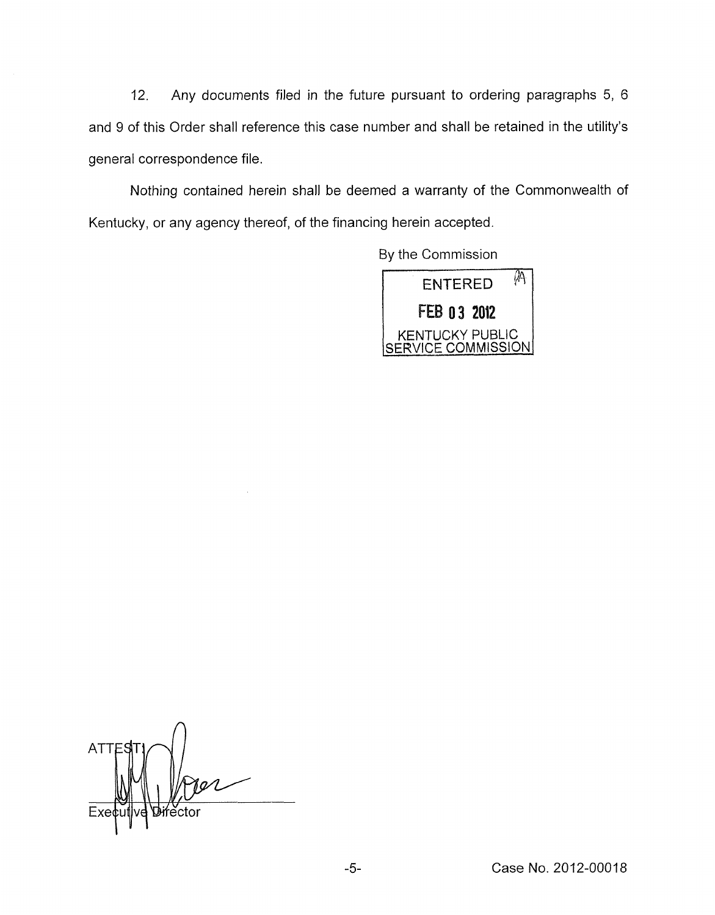12. Any documents filed in the future pursuant to ordering paragraphs 5, 6 and 9 of this Order shall reference this case number and shall be retained in the utility's general correspondence file.

Nothing contained herein shall be deemed a warranty of the Commonwealth of Kentucky, or any agency thereof, of the financing herein accepted.

By the Commission

ENTERED

FEB 03 2012

KENTUCKY PUBLIC SERVICE COMMISSION

ATTEST:

Executive Director

Case No. 2012-00018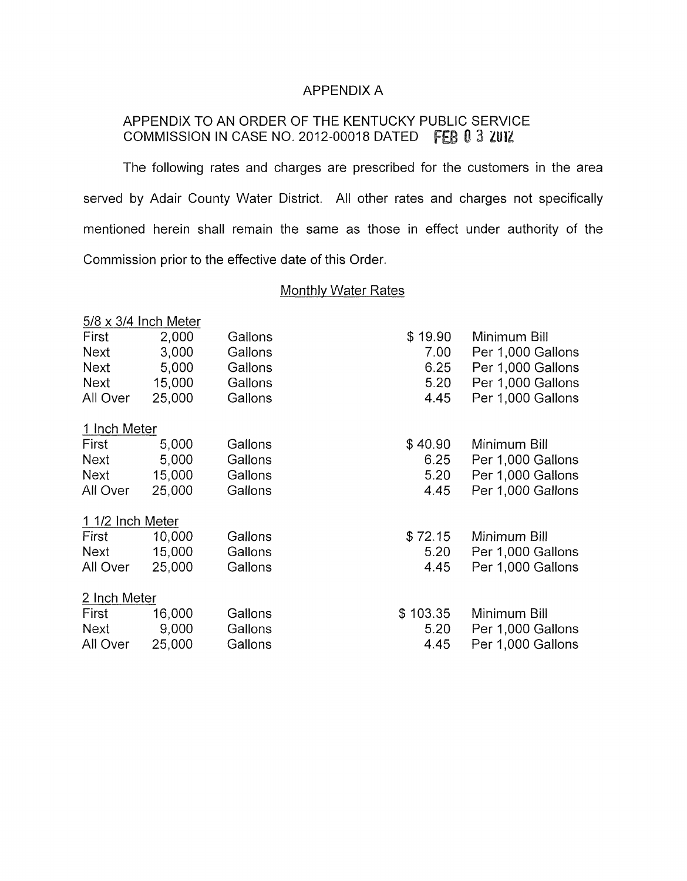# APPENDIX A

## APPENDIX TO AN ORDER OF THE KENTUCKY PUBLIC SERVICE COMMISSION IN CASE NO. 2012-00018 DATED FEB 0 3 2012

The following rates and charges are prescribed for the customers in the area served by Adair County Water District. All other rates and charges not specifically mentioned herein shall remain the same as those in effect under authority of the Commission prior to the effective date of this Order.

### Monthly Water Rates

| 5/8 x 3/4 Inch Meter | | | | |
|---|---|---|---|---|
| First | 2,000 | Gallons | $ 19.90 | Minimum Bill |
| Next | 3,000 | Gallons | 7.00 | Per 1,000 Gallons |
| Next | 5,000 | Gallons | 6.25 | Per 1,000 Gallons |
| Next | 15,000 | Gallons | 5.20 | Per 1,000 Gallons |
| All Over | 25,000 | Gallons | 4.45 | Per 1,000 Gallons |

| 1 Inch Meter | | | | |
|---|---|---|---|---|
| First | 5,000 | Gallons | $ 40.90 | Minimum Bill |
| Next | 5,000 | Gallons | 6.25 | Per 1,000 Gallons |
| Next | 15,000 | Gallons | 5.20 | Per 1,000 Gallons |
| All Over | 25,000 | Gallons | 4.45 | Per 1,000 Gallons |

| 1 1/2 Inch Meter | | | | |
|---|---|---|---|---|
| First | 10,000 | Gallons | $ 72.15 | Minimum Bill |
| Next | 15,000 | Gallons | 5.20 | Per 1,000 Gallons |
| All Over | 25,000 | Gallons | 4.45 | Per 1,000 Gallons |

| 2 Inch Meter | | | | |
|---|---|---|---|---|
| First | 16,000 | Gallons | $ 103.35 | Minimum Bill |
| Next | 9,000 | Gallons | 5.20 | Per 1,000 Gallons |
| All Over | 25,000 | Gallons | 4.45 | Per 1,000 Gallons |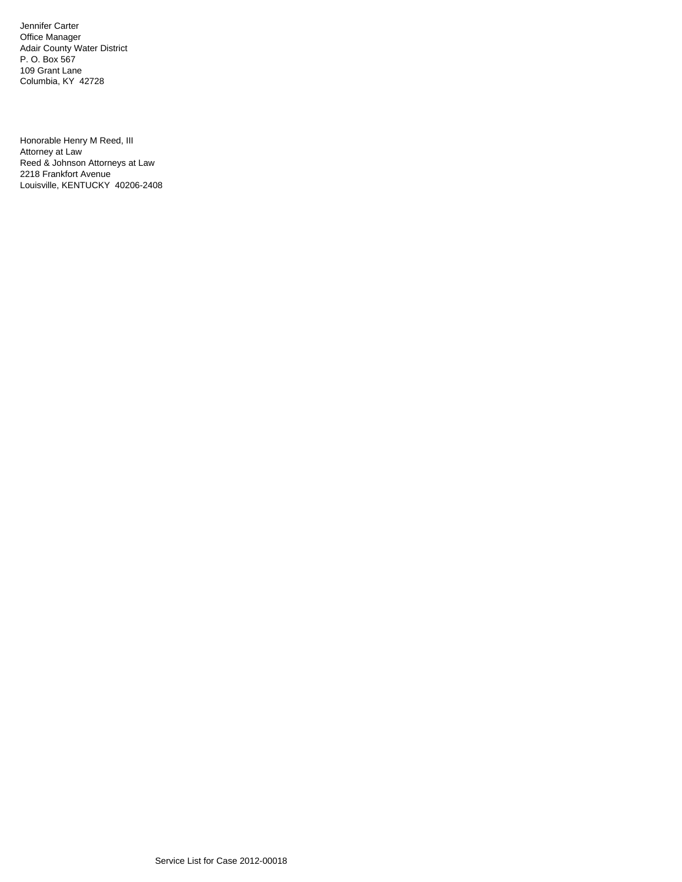Jennifer Carter
Office Manager
Adair County Water District
P. O. Box 567
109 Grant Lane
Columbia, KY  42728

Honorable Henry M Reed, III
Attorney at Law
Reed & Johnson Attorneys at Law
2218 Frankfort Avenue
Louisville, KENTUCKY  40206-2408

Service List for Case 2012-00018